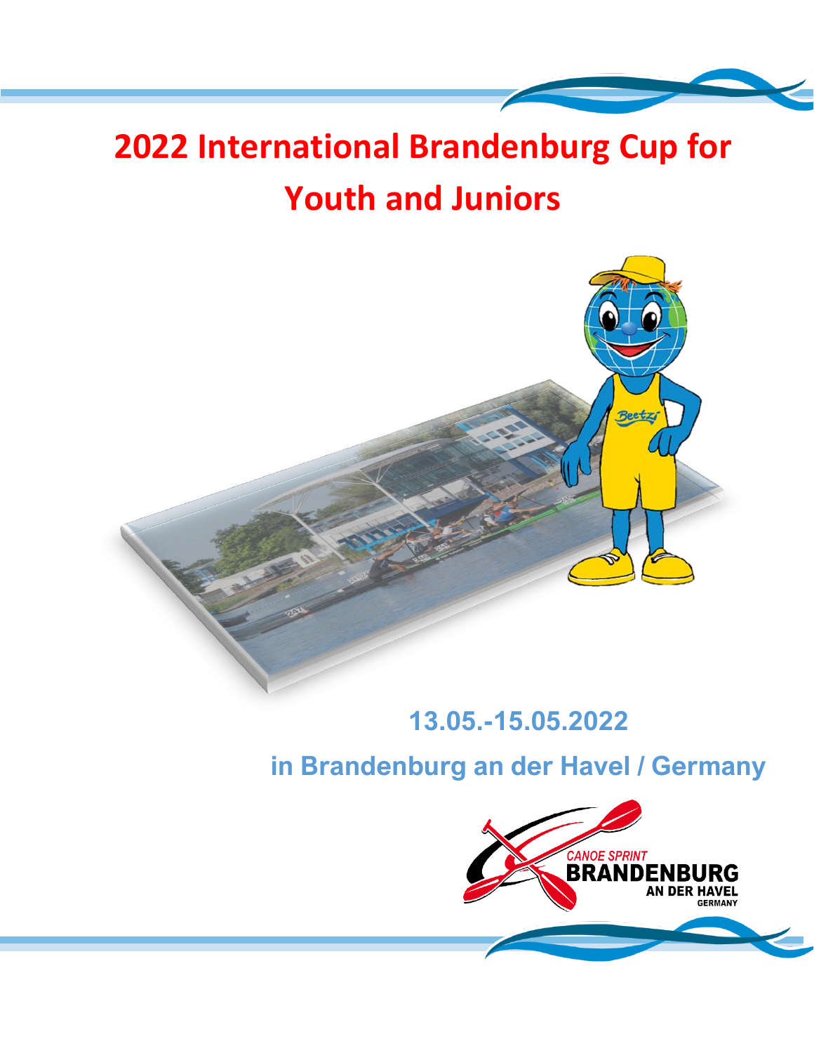# 2022 International Brandenburg Cup for Youth and Juniors

13.05.-15.05.2022

in Brandenburg an der Havel / Germany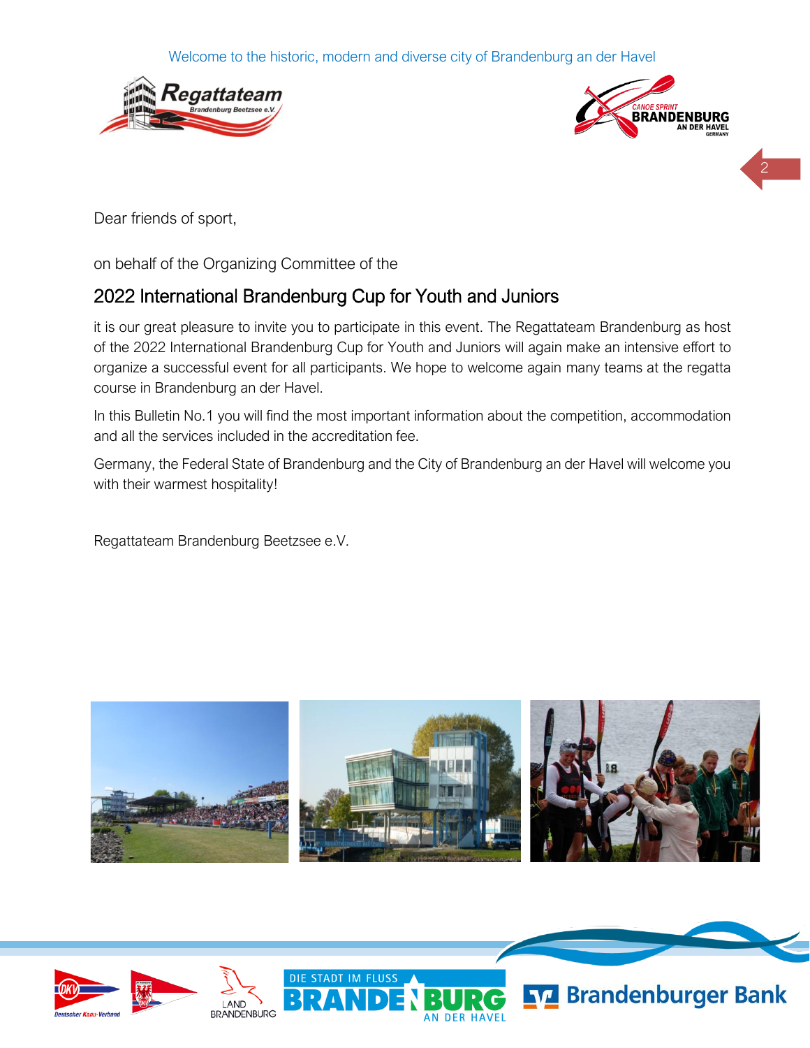Welcome to the historic, modern and diverse city of Brandenburg an der Havel

Dear friends of sport,

on behalf of the Organizing Committee of the

## 2022 International Brandenburg Cup for Youth and Juniors

it is our great pleasure to invite you to participate in this event. The Regattateam Brandenburg as host of the 2022 International Brandenburg Cup for Youth and Juniors will again make an intensive effort to organize a successful event for all participants. We hope to welcome again many teams at the regatta course in Brandenburg an der Havel.

In this Bulletin No.1 you will find the most important information about the competition, accommodation and all the services included in the accreditation fee.

Germany, the Federal State of Brandenburg and the City of Brandenburg an der Havel will welcome you with their warmest hospitality!

Regattateam Brandenburg Beetzsee e.V.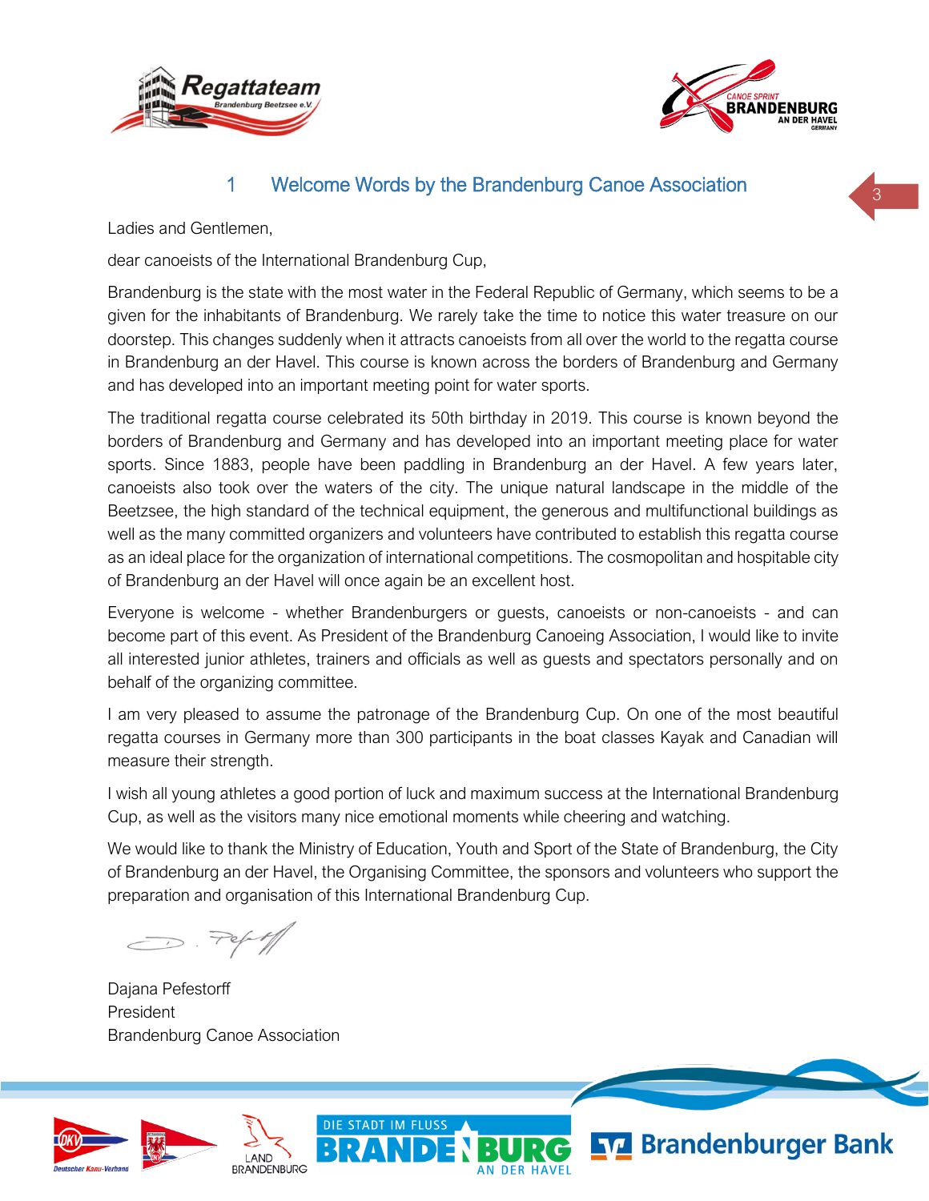## 1 Welcome Words by the Brandenburg Canoe Association

Ladies and Gentlemen,

dear canoeists of the International Brandenburg Cup,

Brandenburg is the state with the most water in the Federal Republic of Germany, which seems to be a given for the inhabitants of Brandenburg. We rarely take the time to notice this water treasure on our doorstep. This changes suddenly when it attracts canoeists from all over the world to the regatta course in Brandenburg an der Havel. This course is known across the borders of Brandenburg and Germany and has developed into an important meeting point for water sports.

The traditional regatta course celebrated its 50th birthday in 2019. This course is known beyond the borders of Brandenburg and Germany and has developed into an important meeting place for water sports. Since 1883, people have been paddling in Brandenburg an der Havel. A few years later, canoeists also took over the waters of the city. The unique natural landscape in the middle of the Beetzsee, the high standard of the technical equipment, the generous and multifunctional buildings as well as the many committed organizers and volunteers have contributed to establish this regatta course as an ideal place for the organization of international competitions. The cosmopolitan and hospitable city of Brandenburg an der Havel will once again be an excellent host.

Everyone is welcome - whether Brandenburgers or guests, canoeists or non-canoeists - and can become part of this event. As President of the Brandenburg Canoeing Association, I would like to invite all interested junior athletes, trainers and officials as well as guests and spectators personally and on behalf of the organizing committee.

I am very pleased to assume the patronage of the Brandenburg Cup. On one of the most beautiful regatta courses in Germany more than 300 participants in the boat classes Kayak and Canadian will measure their strength.

I wish all young athletes a good portion of luck and maximum success at the International Brandenburg Cup, as well as the visitors many nice emotional moments while cheering and watching.

We would like to thank the Ministry of Education, Youth and Sport of the State of Brandenburg, the City of Brandenburg an der Havel, the Organising Committee, the sponsors and volunteers who support the preparation and organisation of this International Brandenburg Cup.

Dajana Pefestorff
President
Brandenburg Canoe Association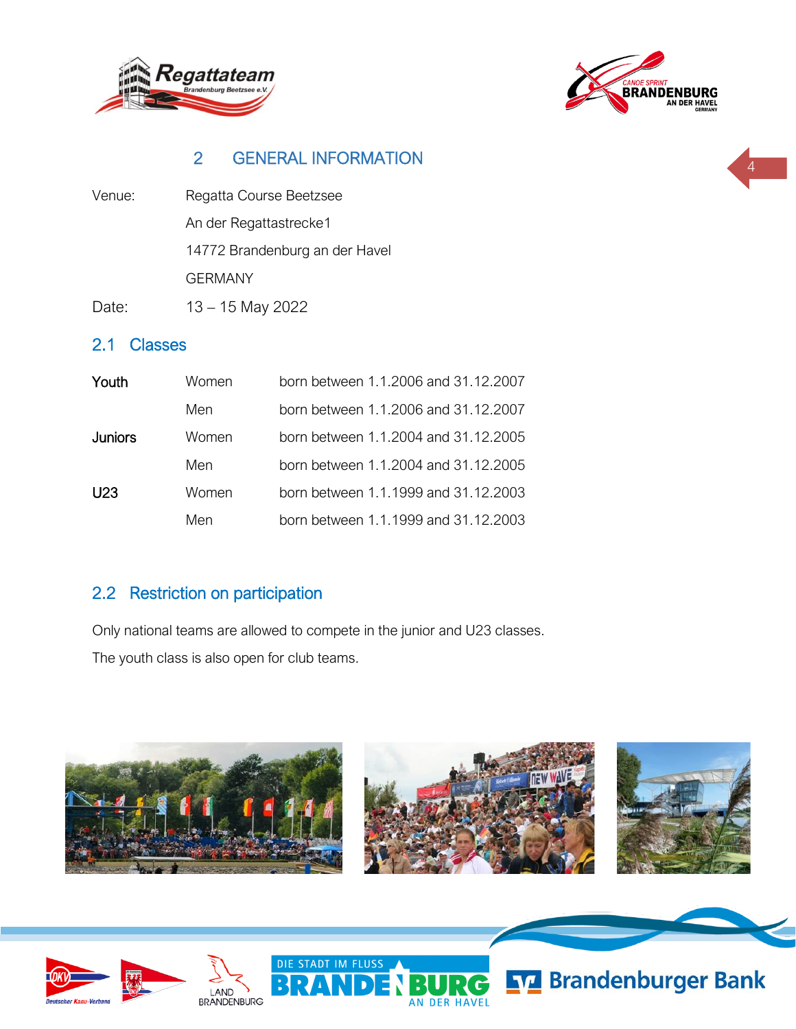## 2 GENERAL INFORMATION

| | |
|---|---|
| Venue: | Regatta Course Beetzsee |
| | An der Regattastrecke1 |
| | 14772 Brandenburg an der Havel |
| | GERMANY |
| Date: | 13 – 15 May 2022 |

### 2.1 Classes

| | | |
|---|---|---|
| **Youth** | Women | born between 1.1.2006 and 31.12.2007 |
| | Men | born between 1.1.2006 and 31.12.2007 |
| **Juniors** | Women | born between 1.1.2004 and 31.12.2005 |
| | Men | born between 1.1.2004 and 31.12.2005 |
| U23 | Women | born between 1.1.1999 and 31.12.2003 |
| | Men | born between 1.1.1999 and 31.12.2003 |

### 2.2 Restriction on participation

Only national teams are allowed to compete in the junior and U23 classes.

The youth class is also open for club teams.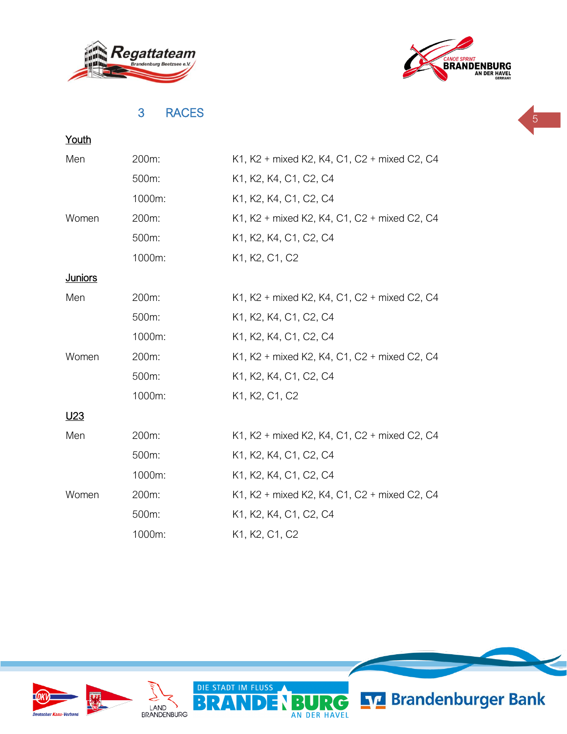# 3 RACES

**Youth**

| | | |
|---|---|---|
| Men | 200m: | K1, K2 + mixed K2, K4, C1, C2 + mixed C2, C4 |
| | 500m: | K1, K2, K4, C1, C2, C4 |
| | 1000m: | K1, K2, K4, C1, C2, C4 |
| Women | 200m: | K1, K2 + mixed K2, K4, C1, C2 + mixed C2, C4 |
| | 500m: | K1, K2, K4, C1, C2, C4 |
| | 1000m: | K1, K2, C1, C2 |

**Juniors**

| | | |
|---|---|---|
| Men | 200m: | K1, K2 + mixed K2, K4, C1, C2 + mixed C2, C4 |
| | 500m: | K1, K2, K4, C1, C2, C4 |
| | 1000m: | K1, K2, K4, C1, C2, C4 |
| Women | 200m: | K1, K2 + mixed K2, K4, C1, C2 + mixed C2, C4 |
| | 500m: | K1, K2, K4, C1, C2, C4 |
| | 1000m: | K1, K2, C1, C2 |

**U23**

| | | |
|---|---|---|
| Men | 200m: | K1, K2 + mixed K2, K4, C1, C2 + mixed C2, C4 |
| | 500m: | K1, K2, K4, C1, C2, C4 |
| | 1000m: | K1, K2, K4, C1, C2, C4 |
| Women | 200m: | K1, K2 + mixed K2, K4, C1, C2 + mixed C2, C4 |
| | 500m: | K1, K2, K4, C1, C2, C4 |
| | 1000m: | K1, K2, C1, C2 |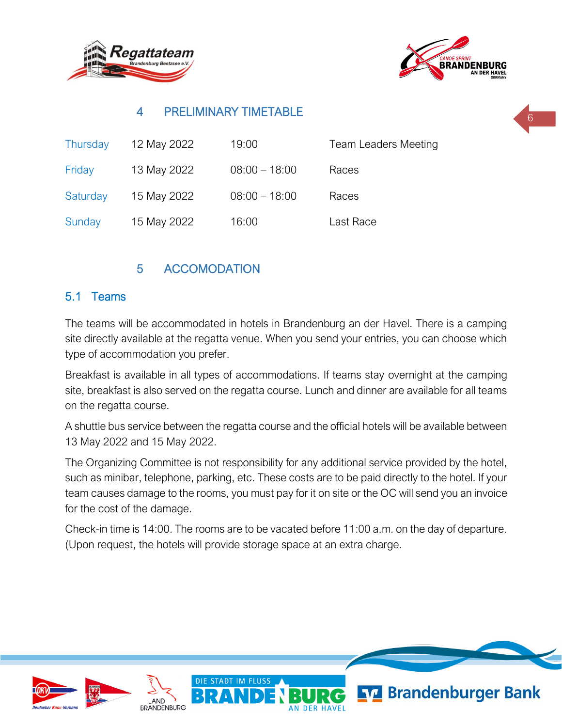## 4 PRELIMINARY TIMETABLE

| | | | |
|---|---|---|---|
| Thursday | 12 May 2022 | 19:00 | Team Leaders Meeting |
| Friday | 13 May 2022 | 08:00 – 18:00 | Races |
| Saturday | 15 May 2022 | 08:00 – 18:00 | Races |
| Sunday | 15 May 2022 | 16:00 | Last Race |

## 5 ACCOMODATION

### 5.1 Teams

The teams will be accommodated in hotels in Brandenburg an der Havel. There is a camping site directly available at the regatta venue. When you send your entries, you can choose which type of accommodation you prefer.

Breakfast is available in all types of accommodations. If teams stay overnight at the camping site, breakfast is also served on the regatta course. Lunch and dinner are available for all teams on the regatta course.

A shuttle bus service between the regatta course and the official hotels will be available between 13 May 2022 and 15 May 2022.

The Organizing Committee is not responsibility for any additional service provided by the hotel, such as minibar, telephone, parking, etc. These costs are to be paid directly to the hotel. If your team causes damage to the rooms, you must pay for it on site or the OC will send you an invoice for the cost of the damage.

Check-in time is 14:00. The rooms are to be vacated before 11:00 a.m. on the day of departure. (Upon request, the hotels will provide storage space at an extra charge.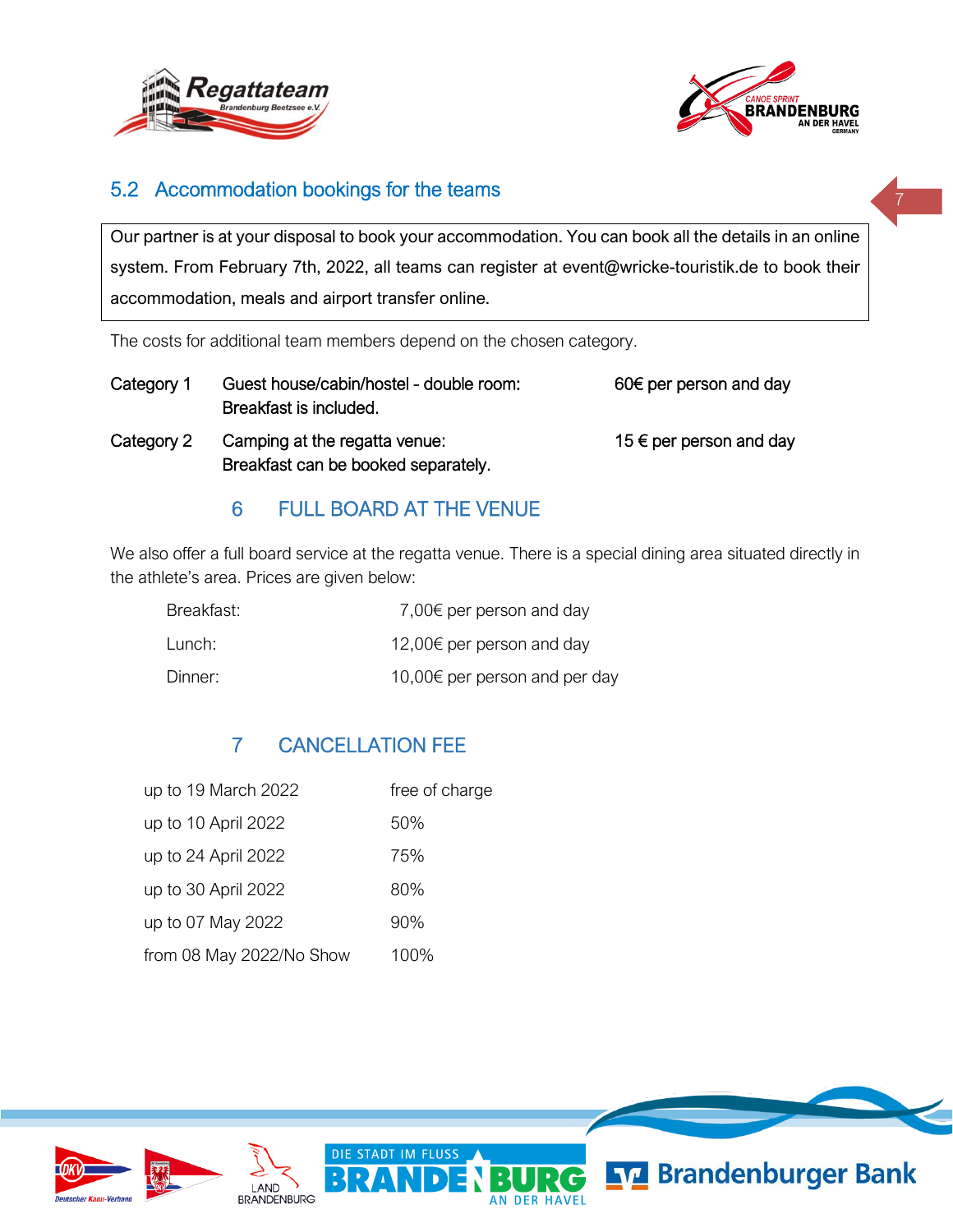## 5.2 Accommodation bookings for the teams

Our partner is at your disposal to book your accommodation. You can book all the details in an online system. From February 7th, 2022, all teams can register at event@wricke-touristik.de to book their accommodation, meals and airport transfer online.

The costs for additional team members depend on the chosen category.

| | | |
|---|---|---|
| Category 1 | Guest house/cabin/hostel - double room: Breakfast is included. | 60€ per person and day |
| Category 2 | Camping at the regatta venue: Breakfast can be booked separately. | 15 € per person and day |

# 6 FULL BOARD AT THE VENUE

We also offer a full board service at the regatta venue. There is a special dining area situated directly in the athlete's area. Prices are given below:

| | |
|---|---|
| Breakfast: | 7,00€ per person and day |
| Lunch: | 12,00€ per person and day |
| Dinner: | 10,00€ per person and per day |

# 7 CANCELLATION FEE

| | |
|---|---|
| up to 19 March 2022 | free of charge |
| up to 10 April 2022 | 50% |
| up to 24 April 2022 | 75% |
| up to 30 April 2022 | 80% |
| up to 07 May 2022 | 90% |
| from 08 May 2022/No Show | 100% |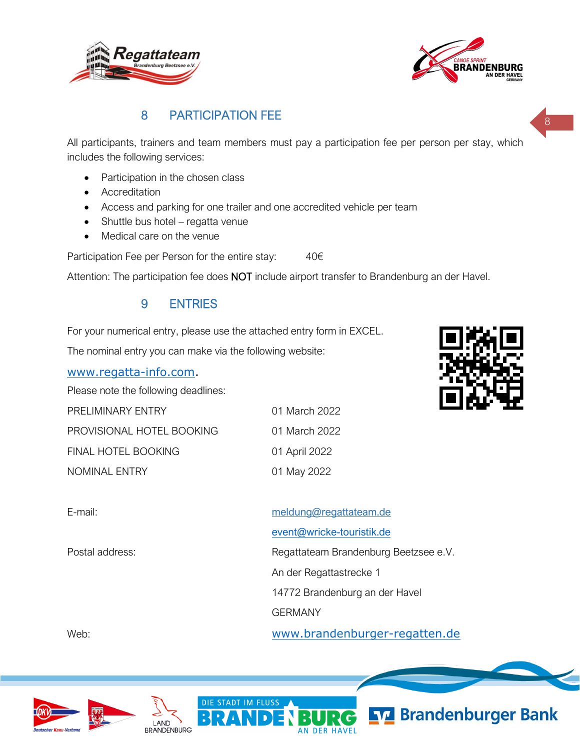## 8 PARTICIPATION FEE

All participants, trainers and team members must pay a participation fee per person per stay, which includes the following services:

- Participation in the chosen class
- Accreditation
- Access and parking for one trailer and one accredited vehicle per team
- Shuttle bus hotel – regatta venue
- Medical care on the venue

Participation Fee per Person for the entire stay: 40€

Attention: The participation fee does NOT include airport transfer to Brandenburg an der Havel.

## 9 ENTRIES

For your numerical entry, please use the attached entry form in EXCEL.

The nominal entry you can make via the following website:

www.regatta-info.com.

Please note the following deadlines:

| | |
|---|---|
| PRELIMINARY ENTRY | 01 March 2022 |
| PROVISIONAL HOTEL BOOKING | 01 March 2022 |
| FINAL HOTEL BOOKING | 01 April 2022 |
| NOMINAL ENTRY | 01 May 2022 |

| | |
|---|---|
| E-mail: | meldung@regattateam.de |
| | event@wricke-touristik.de |
| Postal address: | Regattateam Brandenburg Beetzsee e.V. |
| | An der Regattastrecke 1 |
| | 14772 Brandenburg an der Havel |
| | GERMANY |
| Web: | www.brandenburger-regatten.de |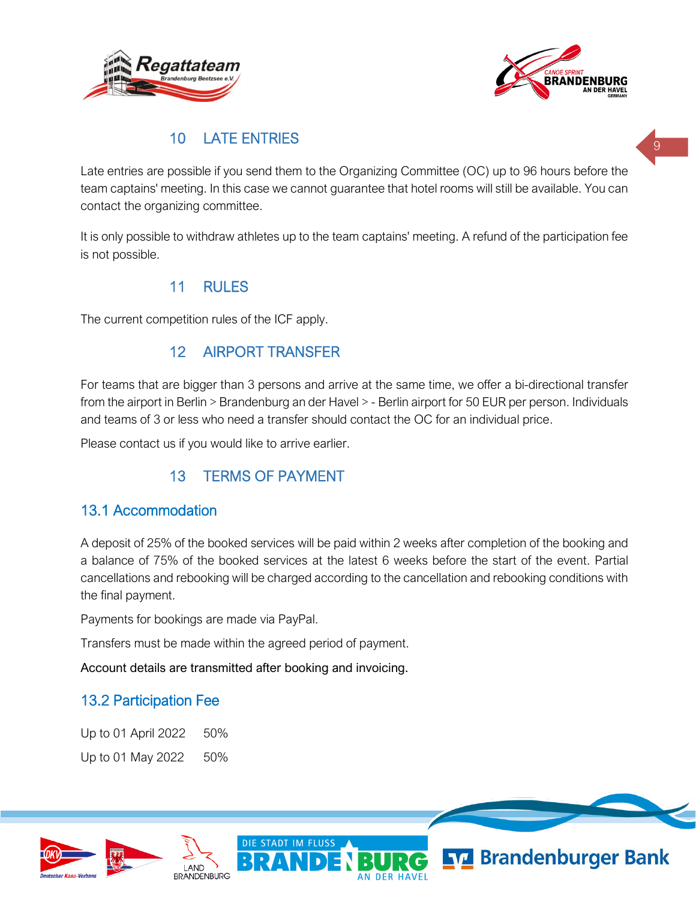## 10 LATE ENTRIES

Late entries are possible if you send them to the Organizing Committee (OC) up to 96 hours before the team captains' meeting. In this case we cannot guarantee that hotel rooms will still be available. You can contact the organizing committee.

It is only possible to withdraw athletes up to the team captains' meeting. A refund of the participation fee is not possible.

## 11 RULES

The current competition rules of the ICF apply.

## 12 AIRPORT TRANSFER

For teams that are bigger than 3 persons and arrive at the same time, we offer a bi-directional transfer from the airport in Berlin > Brandenburg an der Havel > - Berlin airport for 50 EUR per person. Individuals and teams of 3 or less who need a transfer should contact the OC for an individual price.

Please contact us if you would like to arrive earlier.

## 13 TERMS OF PAYMENT

### 13.1 Accommodation

A deposit of 25% of the booked services will be paid within 2 weeks after completion of the booking and a balance of 75% of the booked services at the latest 6 weeks before the start of the event. Partial cancellations and rebooking will be charged according to the cancellation and rebooking conditions with the final payment.

Payments for bookings are made via PayPal.

Transfers must be made within the agreed period of payment.

Account details are transmitted after booking and invoicing.

### 13.2 Participation Fee

| | |
|---|---|
| Up to 01 April 2022 | 50% |
| Up to 01 May 2022 | 50% |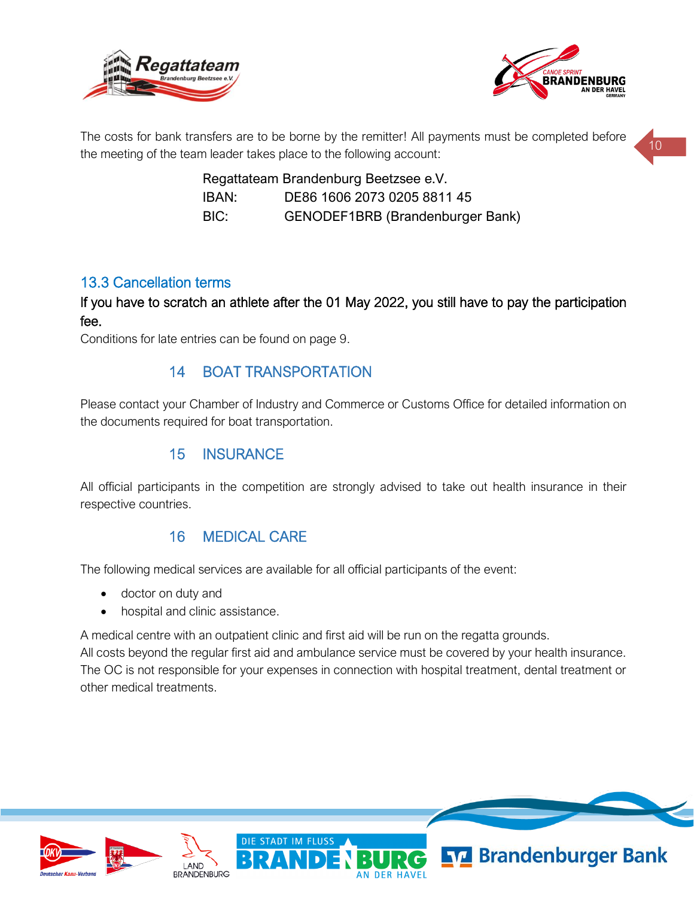The costs for bank transfers are to be borne by the remitter! All payments must be completed before the meeting of the team leader takes place to the following account:

Regattateam Brandenburg Beetzsee e.V.
IBAN: DE86 1606 2073 0205 8811 45
BIC: GENODEF1BRB (Brandenburger Bank)

### 13.3 Cancellation terms

If you have to scratch an athlete after the 01 May 2022, you still have to pay the participation fee.

Conditions for late entries can be found on page 9.

## 14 BOAT TRANSPORTATION

Please contact your Chamber of Industry and Commerce or Customs Office for detailed information on the documents required for boat transportation.

## 15 INSURANCE

All official participants in the competition are strongly advised to take out health insurance in their respective countries.

## 16 MEDICAL CARE

The following medical services are available for all official participants of the event:

- doctor on duty and
- hospital and clinic assistance.

A medical centre with an outpatient clinic and first aid will be run on the regatta grounds.
All costs beyond the regular first aid and ambulance service must be covered by your health insurance. The OC is not responsible for your expenses in connection with hospital treatment, dental treatment or other medical treatments.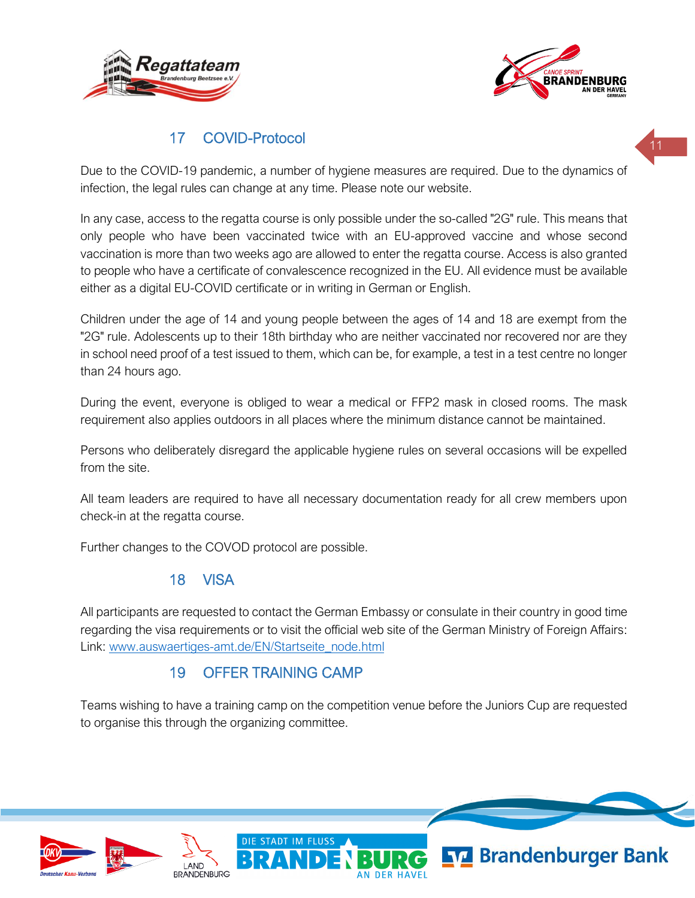## 17 COVID-Protocol

Due to the COVID-19 pandemic, a number of hygiene measures are required. Due to the dynamics of infection, the legal rules can change at any time. Please note our website.

In any case, access to the regatta course is only possible under the so-called "2G" rule. This means that only people who have been vaccinated twice with an EU-approved vaccine and whose second vaccination is more than two weeks ago are allowed to enter the regatta course. Access is also granted to people who have a certificate of convalescence recognized in the EU. All evidence must be available either as a digital EU-COVID certificate or in writing in German or English.

Children under the age of 14 and young people between the ages of 14 and 18 are exempt from the "2G" rule. Adolescents up to their 18th birthday who are neither vaccinated nor recovered nor are they in school need proof of a test issued to them, which can be, for example, a test in a test centre no longer than 24 hours ago.

During the event, everyone is obliged to wear a medical or FFP2 mask in closed rooms. The mask requirement also applies outdoors in all places where the minimum distance cannot be maintained.

Persons who deliberately disregard the applicable hygiene rules on several occasions will be expelled from the site.

All team leaders are required to have all necessary documentation ready for all crew members upon check-in at the regatta course.

Further changes to the COVOD protocol are possible.

## 18 VISA

All participants are requested to contact the German Embassy or consulate in their country in good time regarding the visa requirements or to visit the official web site of the German Ministry of Foreign Affairs: Link: [www.auswaertiges-amt.de/EN/Startseite_node.html](www.auswaertiges-amt.de/EN/Startseite_node.html)

## 19 OFFER TRAINING CAMP

Teams wishing to have a training camp on the competition venue before the Juniors Cup are requested to organise this through the organizing committee.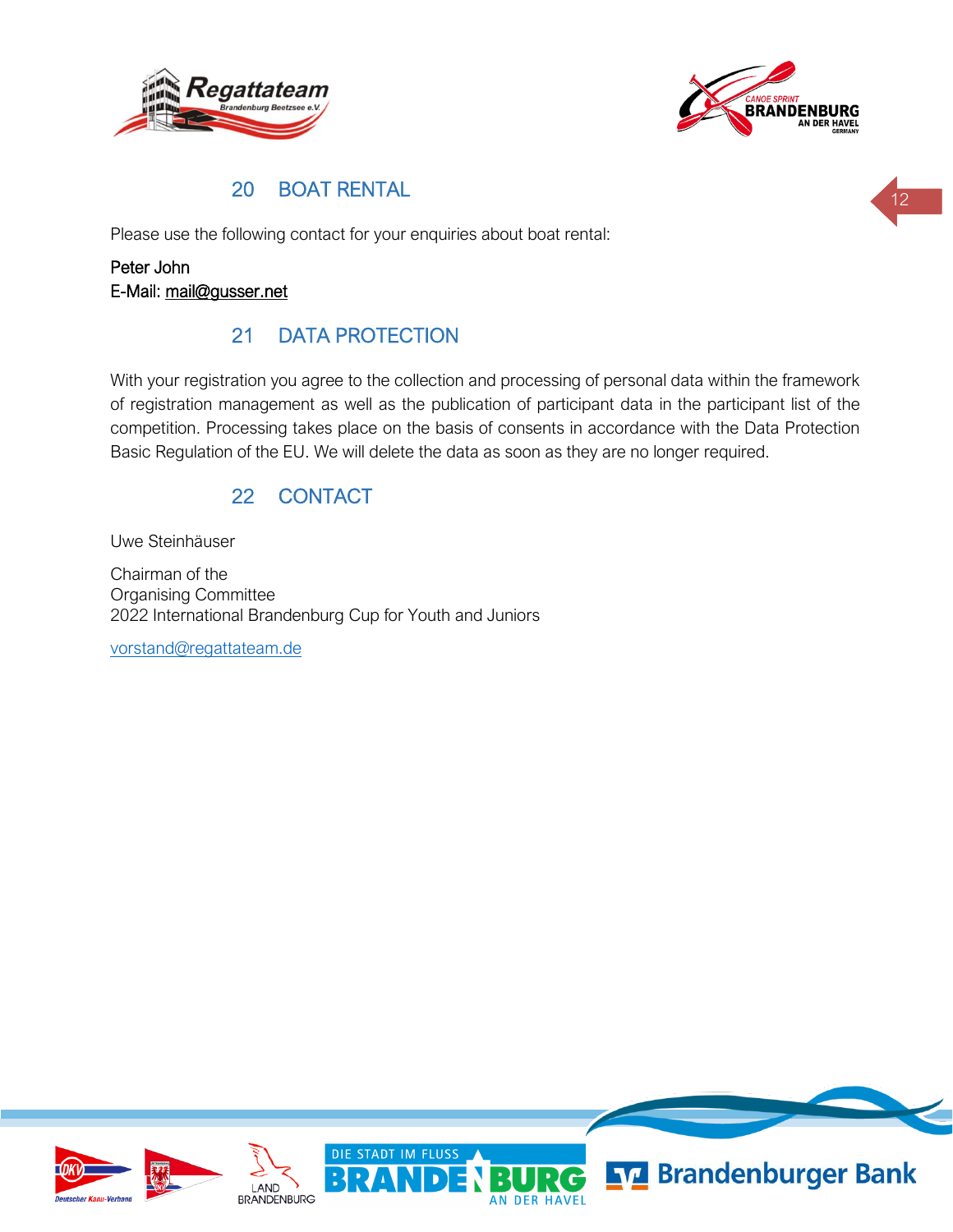## 20 BOAT RENTAL

Please use the following contact for your enquiries about boat rental:

Peter John
E-Mail: mail@gusser.net

## 21 DATA PROTECTION

With your registration you agree to the collection and processing of personal data within the framework of registration management as well as the publication of participant data in the participant list of the competition. Processing takes place on the basis of consents in accordance with the Data Protection Basic Regulation of the EU. We will delete the data as soon as they are no longer required.

## 22 CONTACT

Uwe Steinhäuser

Chairman of the
Organising Committee
2022 International Brandenburg Cup for Youth and Juniors

vorstand@regattateam.de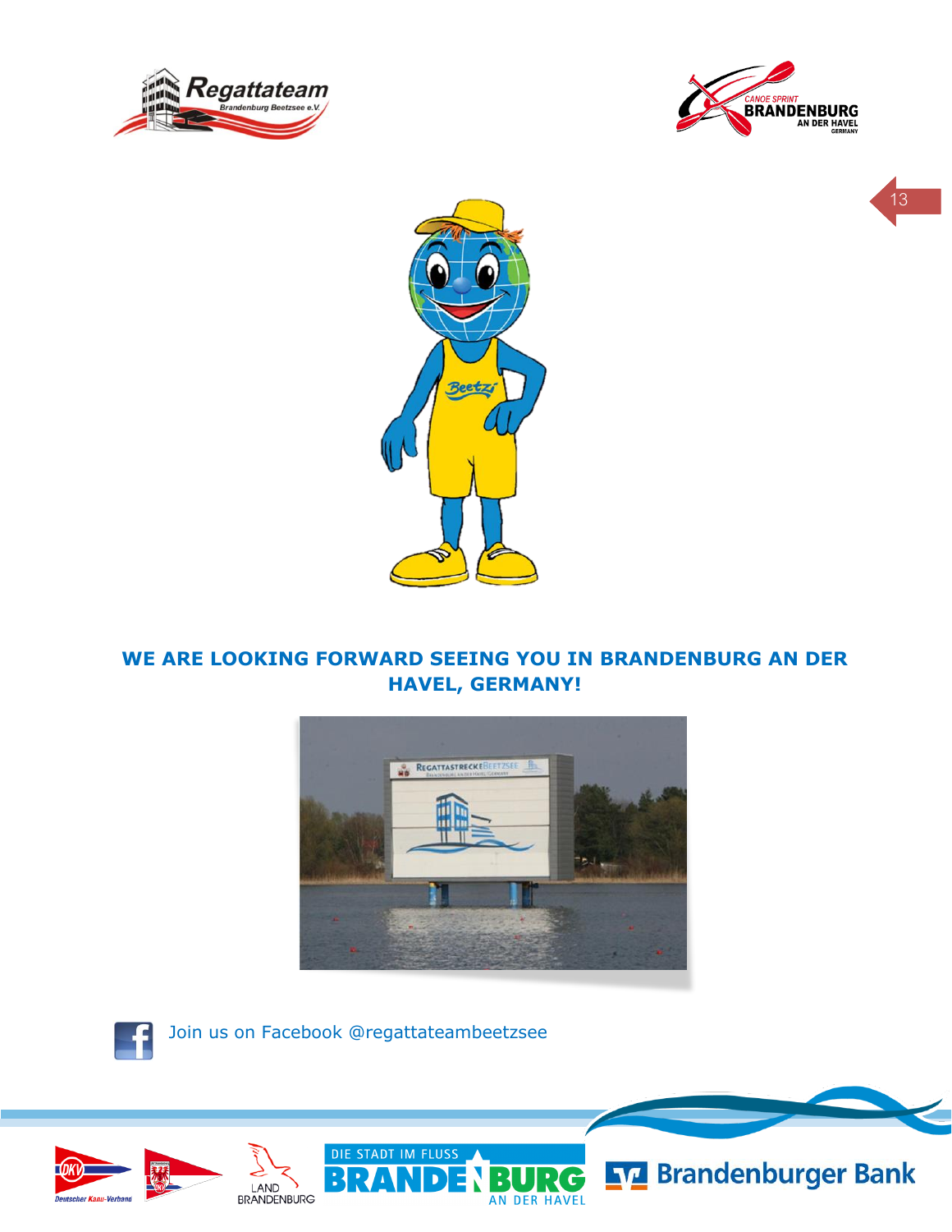**WE ARE LOOKING FORWARD SEEING YOU IN BRANDENBURG AN DER HAVEL, GERMANY!**

Join us on Facebook @regattateambeetzsee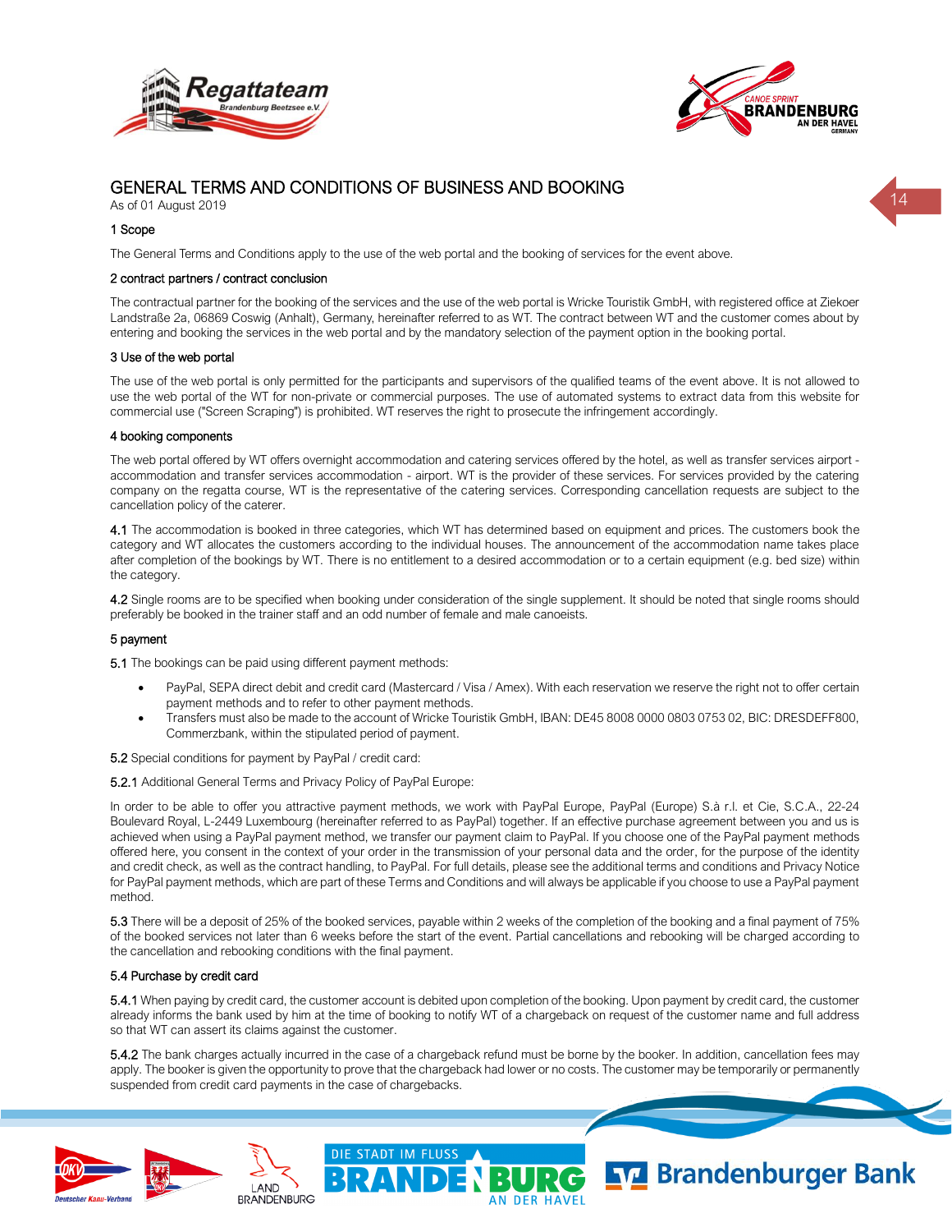# GENERAL TERMS AND CONDITIONS OF BUSINESS AND BOOKING

As of 01 August 2019

## 1 Scope

The General Terms and Conditions apply to the use of the web portal and the booking of services for the event above.

## 2 contract partners / contract conclusion

The contractual partner for the booking of the services and the use of the web portal is Wricke Touristik GmbH, with registered office at Ziekoer Landstraße 2a, 06869 Coswig (Anhalt), Germany, hereinafter referred to as WT. The contract between WT and the customer comes about by entering and booking the services in the web portal and by the mandatory selection of the payment option in the booking portal.

## 3 Use of the web portal

The use of the web portal is only permitted for the participants and supervisors of the qualified teams of the event above. It is not allowed to use the web portal of the WT for non-private or commercial purposes. The use of automated systems to extract data from this website for commercial use ("Screen Scraping") is prohibited. WT reserves the right to prosecute the infringement accordingly.

## 4 booking components

The web portal offered by WT offers overnight accommodation and catering services offered by the hotel, as well as transfer services airport - accommodation and transfer services accommodation - airport. WT is the provider of these services. For services provided by the catering company on the regatta course, WT is the representative of the catering services. Corresponding cancellation requests are subject to the cancellation policy of the caterer.

4.1 The accommodation is booked in three categories, which WT has determined based on equipment and prices. The customers book the category and WT allocates the customers according to the individual houses. The announcement of the accommodation name takes place after completion of the bookings by WT. There is no entitlement to a desired accommodation or to a certain equipment (e.g. bed size) within the category.

4.2 Single rooms are to be specified when booking under consideration of the single supplement. It should be noted that single rooms should preferably be booked in the trainer staff and an odd number of female and male canoeists.

## 5 payment

5.1 The bookings can be paid using different payment methods:

- PayPal, SEPA direct debit and credit card (Mastercard / Visa / Amex). With each reservation we reserve the right not to offer certain payment methods and to refer to other payment methods.
- Transfers must also be made to the account of Wricke Touristik GmbH, IBAN: DE45 8008 0000 0803 0753 02, BIC: DRESDEFF800, Commerzbank, within the stipulated period of payment.

5.2 Special conditions for payment by PayPal / credit card:

5.2.1 Additional General Terms and Privacy Policy of PayPal Europe:

In order to be able to offer you attractive payment methods, we work with PayPal Europe, PayPal (Europe) S.à r.l. et Cie, S.C.A., 22-24 Boulevard Royal, L-2449 Luxembourg (hereinafter referred to as PayPal) together. If an effective purchase agreement between you and us is achieved when using a PayPal payment method, we transfer our payment claim to PayPal. If you choose one of the PayPal payment methods offered here, you consent in the context of your order in the transmission of your personal data and the order, for the purpose of the identity and credit check, as well as the contract handling, to PayPal. For full details, please see the additional terms and conditions and Privacy Notice for PayPal payment methods, which are part of these Terms and Conditions and will always be applicable if you choose to use a PayPal payment method.

5.3 There will be a deposit of 25% of the booked services, payable within 2 weeks of the completion of the booking and a final payment of 75% of the booked services not later than 6 weeks before the start of the event. Partial cancellations and rebooking will be charged according to the cancellation and rebooking conditions with the final payment.

### 5.4 Purchase by credit card

5.4.1 When paying by credit card, the customer account is debited upon completion of the booking. Upon payment by credit card, the customer already informs the bank used by him at the time of booking to notify WT of a chargeback on request of the customer name and full address so that WT can assert its claims against the customer.

5.4.2 The bank charges actually incurred in the case of a chargeback refund must be borne by the booker. In addition, cancellation fees may apply. The booker is given the opportunity to prove that the chargeback had lower or no costs. The customer may be temporarily or permanently suspended from credit card payments in the case of chargebacks.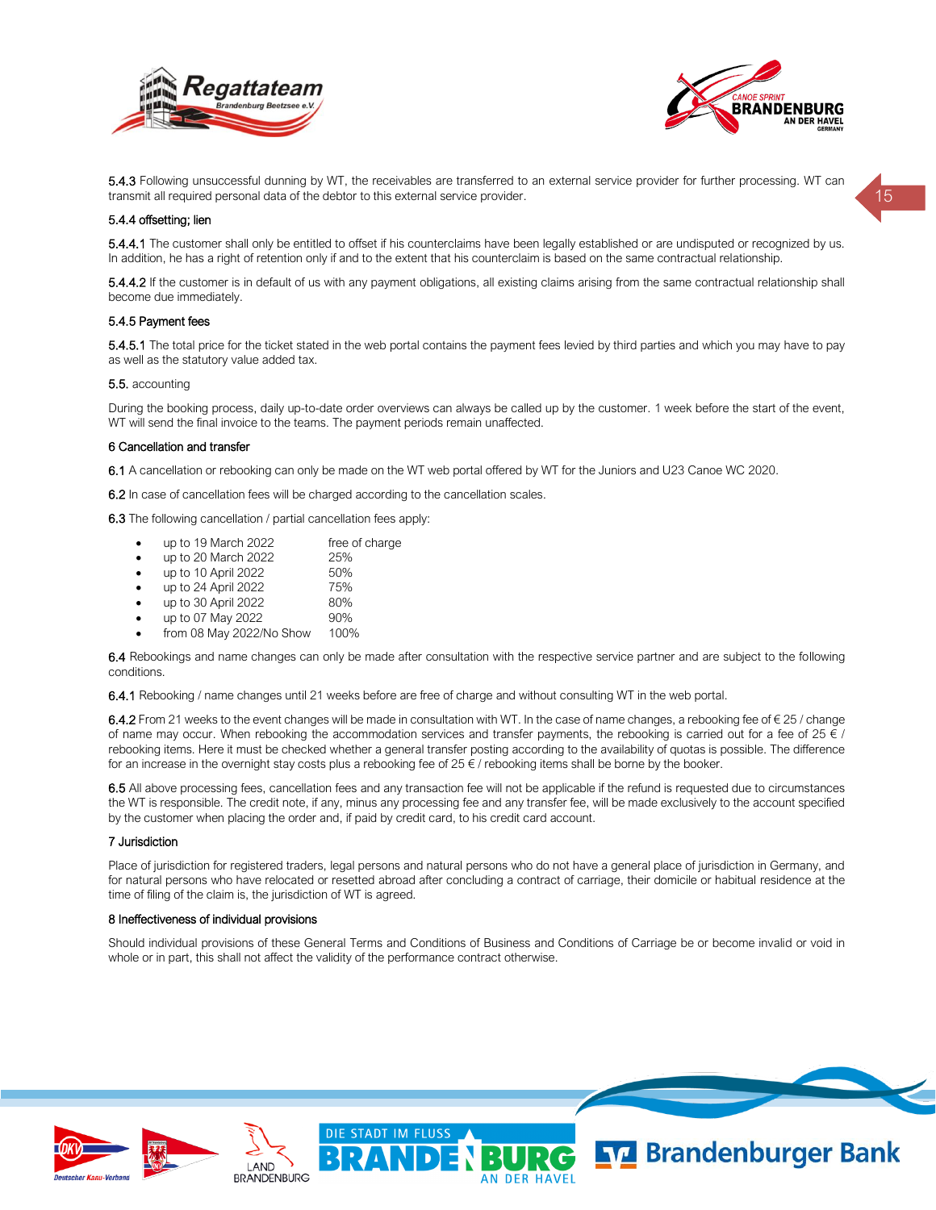5.4.3 Following unsuccessful dunning by WT, the receivables are transferred to an external service provider for further processing. WT can transmit all required personal data of the debtor to this external service provider.

#### 5.4.4 offsetting; lien

5.4.4.1 The customer shall only be entitled to offset if his counterclaims have been legally established or are undisputed or recognized by us. In addition, he has a right of retention only if and to the extent that his counterclaim is based on the same contractual relationship.

5.4.4.2 If the customer is in default of us with any payment obligations, all existing claims arising from the same contractual relationship shall become due immediately.

#### 5.4.5 Payment fees

5.4.5.1 The total price for the ticket stated in the web portal contains the payment fees levied by third parties and which you may have to pay as well as the statutory value added tax.

#### 5.5. accounting

During the booking process, daily up-to-date order overviews can always be called up by the customer. 1 week before the start of the event, WT will send the final invoice to the teams. The payment periods remain unaffected.

## 6 Cancellation and transfer

6.1 A cancellation or rebooking can only be made on the WT web portal offered by WT for the Juniors and U23 Canoe WC 2020.

6.2 In case of cancellation fees will be charged according to the cancellation scales.

6.3 The following cancellation / partial cancellation fees apply:

| | |
|---|---|
| up to 19 March 2022 | free of charge |
| up to 20 March 2022 | 25% |
| up to 10 April 2022 | 50% |
| up to 24 April 2022 | 75% |
| up to 30 April 2022 | 80% |
| up to 07 May 2022 | 90% |
| from 08 May 2022/No Show | 100% |

6.4 Rebookings and name changes can only be made after consultation with the respective service partner and are subject to the following conditions.

6.4.1 Rebooking / name changes until 21 weeks before are free of charge and without consulting WT in the web portal.

6.4.2 From 21 weeks to the event changes will be made in consultation with WT. In the case of name changes, a rebooking fee of € 25 / change of name may occur. When rebooking the accommodation services and transfer payments, the rebooking is carried out for a fee of 25 € / rebooking items. Here it must be checked whether a general transfer posting according to the availability of quotas is possible. The difference for an increase in the overnight stay costs plus a rebooking fee of 25 € / rebooking items shall be borne by the booker.

6.5 All above processing fees, cancellation fees and any transaction fee will not be applicable if the refund is requested due to circumstances the WT is responsible. The credit note, if any, minus any processing fee and any transfer fee, will be made exclusively to the account specified by the customer when placing the order and, if paid by credit card, to his credit card account.

## 7 Jurisdiction

Place of jurisdiction for registered traders, legal persons and natural persons who do not have a general place of jurisdiction in Germany, and for natural persons who have relocated or resetted abroad after concluding a contract of carriage, their domicile or habitual residence at the time of filing of the claim is, the jurisdiction of WT is agreed.

## 8 Ineffectiveness of individual provisions

Should individual provisions of these General Terms and Conditions of Business and Conditions of Carriage be or become invalid or void in whole or in part, this shall not affect the validity of the performance contract otherwise.